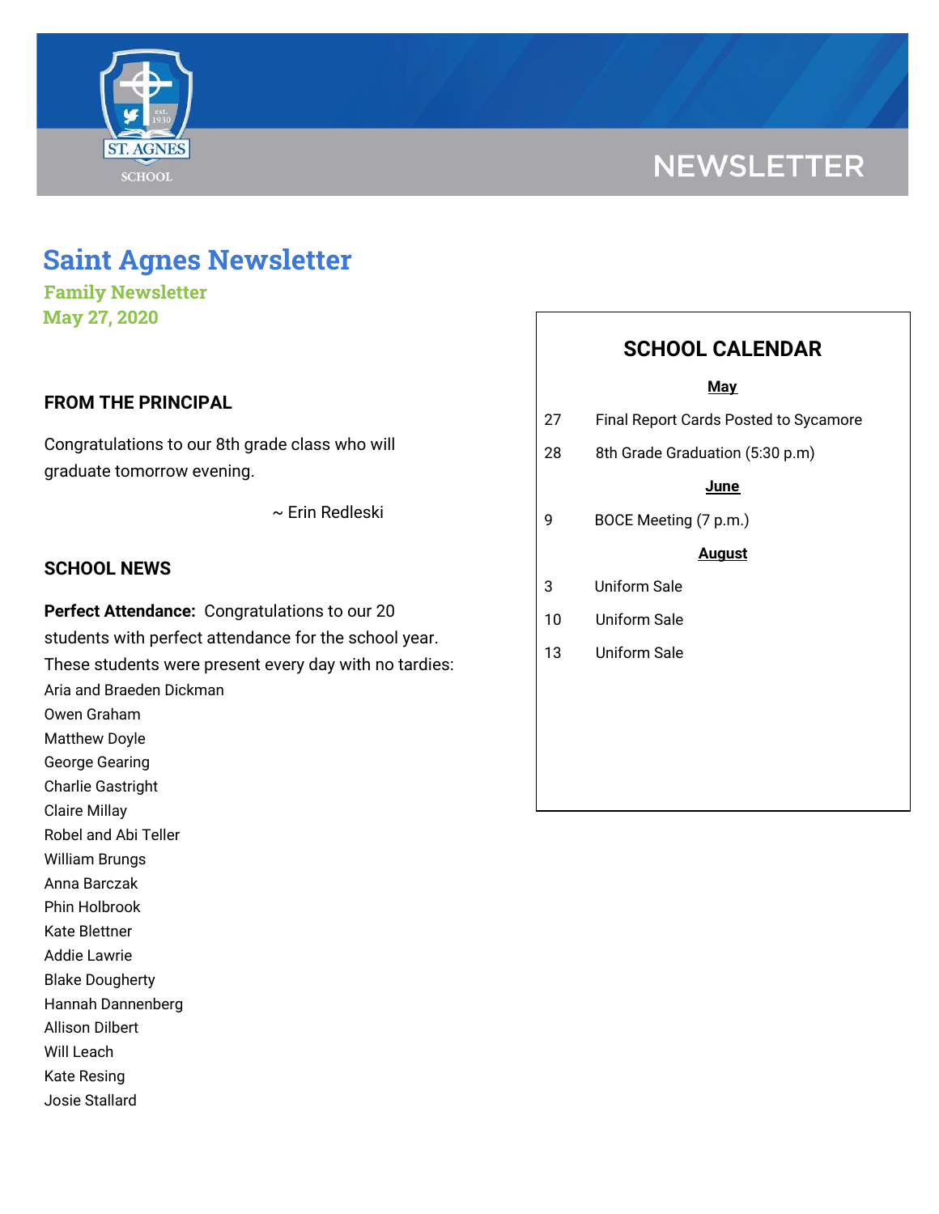NEWSLETTER

# Saint Agnes Newsletter

### Family Newsletter

### May 27, 2020

## FROM THE PRINCIPAL

Congratulations to our 8th grade class who will graduate tomorrow evening.

~ Erin Redleski

## SCHOOL NEWS

**Perfect Attendance:** Congratulations to our 20 students with perfect attendance for the school year. These students were present every day with no tardies:

Aria and Braeden Dickman
Owen Graham
Matthew Doyle
George Gearing
Charlie Gastright
Claire Millay
Robel and Abi Teller
William Brungs
Anna Barczak
Phin Holbrook
Kate Blettner
Addie Lawrie
Blake Dougherty
Hannah Dannenberg
Allison Dilbert
Will Leach
Kate Resing
Josie Stallard

## SCHOOL CALENDAR

**May**

| | |
|---|---|
| 27 | Final Report Cards Posted to Sycamore |
| 28 | 8th Grade Graduation (5:30 p.m) |

**June**

| | |
|---|---|
| 9 | BOCE Meeting (7 p.m.) |

**August**

| | |
|---|---|
| 3 | Uniform Sale |
| 10 | Uniform Sale |
| 13 | Uniform Sale |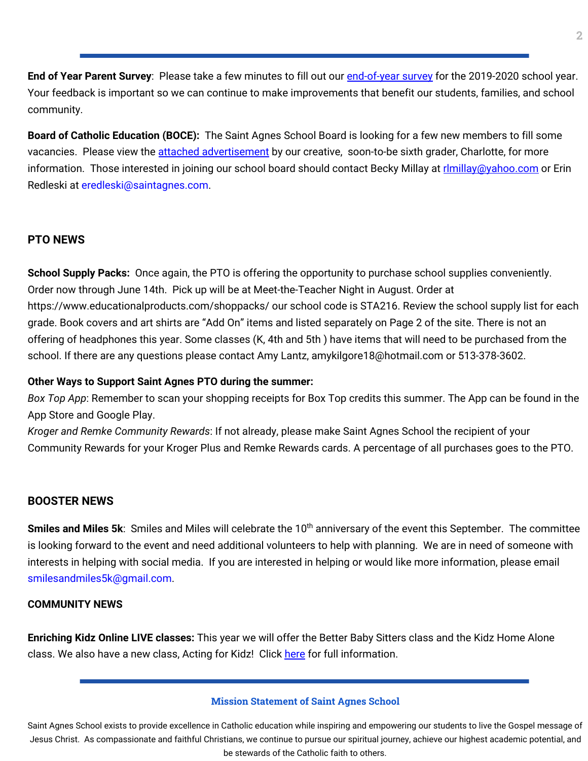**End of Year Parent Survey**: Please take a few minutes to fill out our end-of-year survey for the 2019-2020 school year. Your feedback is important so we can continue to make improvements that benefit our students, families, and school community.

**Board of Catholic Education (BOCE):** The Saint Agnes School Board is looking for a few new members to fill some vacancies. Please view the attached advertisement by our creative, soon-to-be sixth grader, Charlotte, for more information. Those interested in joining our school board should contact Becky Millay at rlmillay@yahoo.com or Erin Redleski at eredleski@saintagnes.com.

## PTO NEWS

**School Supply Packs:** Once again, the PTO is offering the opportunity to purchase school supplies conveniently. Order now through June 14th. Pick up will be at Meet-the-Teacher Night in August. Order at https://www.educationalproducts.com/shoppacks/ our school code is STA216. Review the school supply list for each grade. Book covers and art shirts are "Add On" items and listed separately on Page 2 of the site. There is not an offering of headphones this year. Some classes (K, 4th and 5th ) have items that will need to be purchased from the school. If there are any questions please contact Amy Lantz, amykilgore18@hotmail.com or 513-378-3602.

**Other Ways to Support Saint Agnes PTO during the summer:**
*Box Top App*: Remember to scan your shopping receipts for Box Top credits this summer. The App can be found in the App Store and Google Play.
*Kroger and Remke Community Rewards*: If not already, please make Saint Agnes School the recipient of your Community Rewards for your Kroger Plus and Remke Rewards cards. A percentage of all purchases goes to the PTO.

## BOOSTER NEWS

**Smiles and Miles 5k**: Smiles and Miles will celebrate the 10th anniversary of the event this September. The committee is looking forward to the event and need additional volunteers to help with planning. We are in need of someone with interests in helping with social media. If you are interested in helping or would like more information, please email smilesandmiles5k@gmail.com.

## COMMUNITY NEWS

**Enriching Kidz Online LIVE classes:** This year we will offer the Better Baby Sitters class and the Kidz Home Alone class. We also have a new class, Acting for Kidz! Click here for full information.

**Mission Statement of Saint Agnes School**

Saint Agnes School exists to provide excellence in Catholic education while inspiring and empowering our students to live the Gospel message of Jesus Christ. As compassionate and faithful Christians, we continue to pursue our spiritual journey, achieve our highest academic potential, and be stewards of the Catholic faith to others.